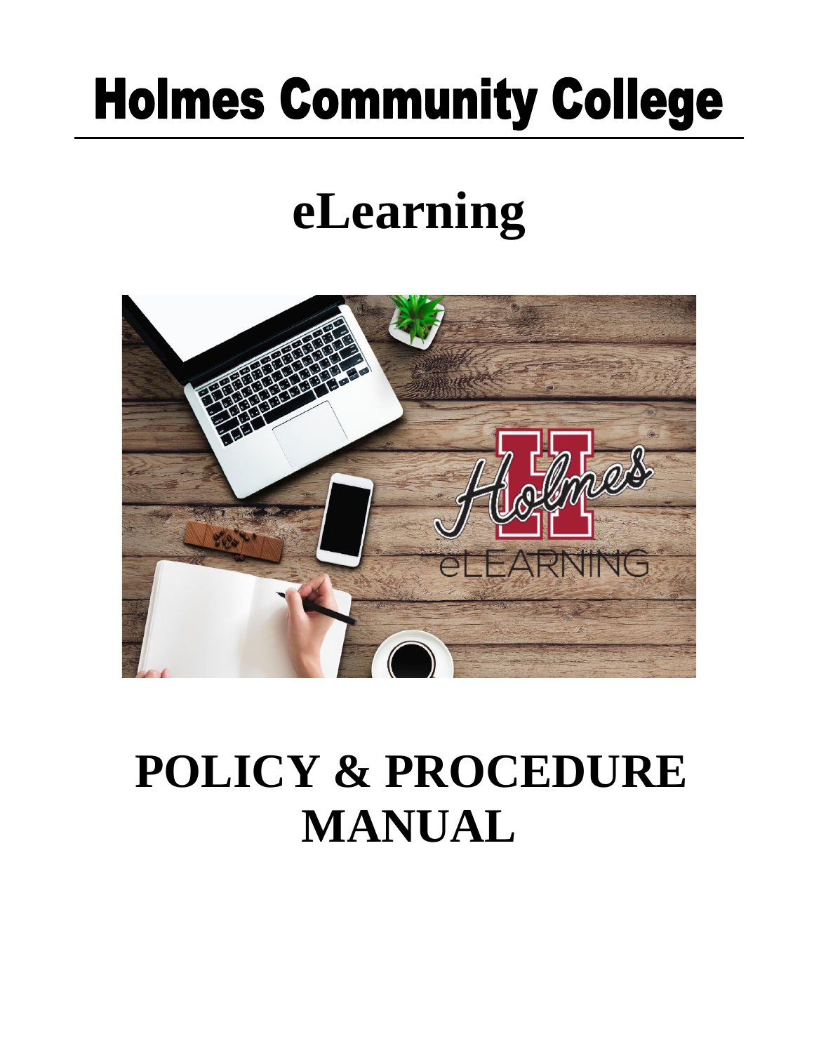# Holmes Community College

# eLearning

# POLICY & PROCEDURE MANUAL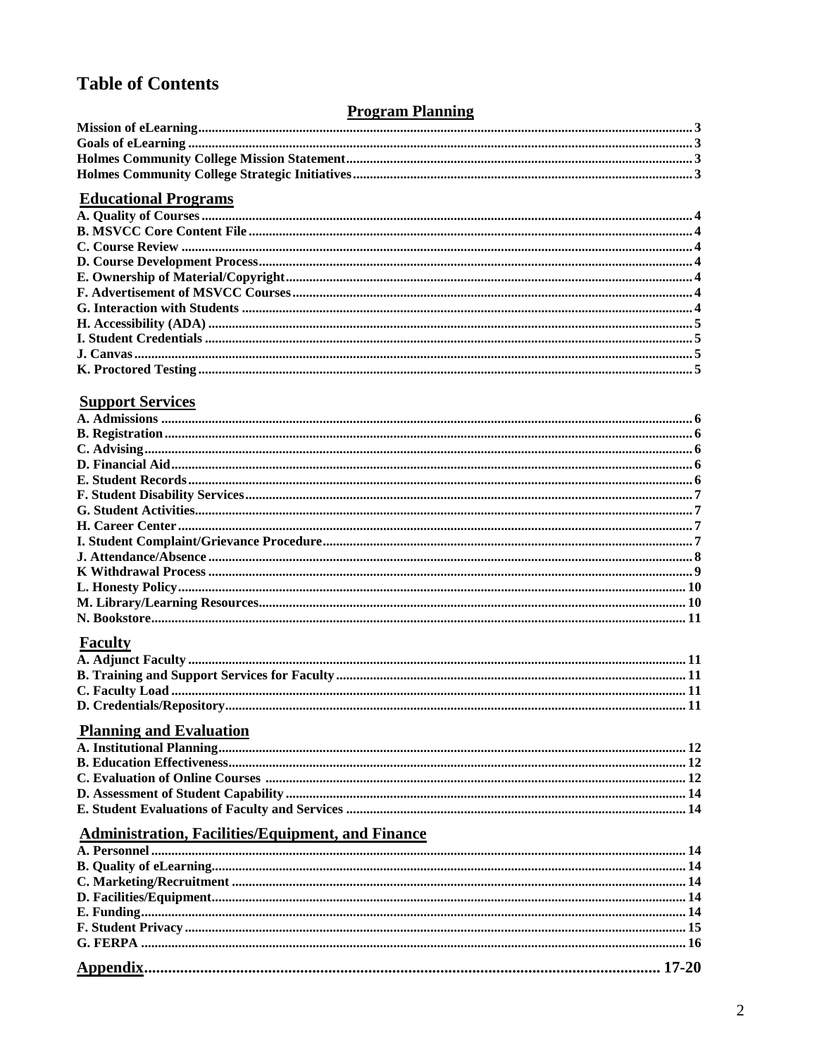# Table of Contents

## Program Planning

| | |
|---|---|
| Mission of eLearning | 3 |
| Goals of eLearning | 3 |
| Holmes Community College Mission Statement | 3 |
| Holmes Community College Strategic Initiatives | 3 |

## Educational Programs

| | |
|---|---|
| A. Quality of Courses | 4 |
| B. MSVCC Core Content File | 4 |
| C. Course Review | 4 |
| D. Course Development Process | 4 |
| E. Ownership of Material/Copyright | 4 |
| F. Advertisement of MSVCC Courses | 4 |
| G. Interaction with Students | 4 |
| H. Accessibility (ADA) | 5 |
| I. Student Credentials | 5 |
| J. Canvas | 5 |
| K. Proctored Testing | 5 |

## Support Services

| | |
|---|---|
| A. Admissions | 6 |
| B. Registration | 6 |
| C. Advising | 6 |
| D. Financial Aid | 6 |
| E. Student Records | 6 |
| F. Student Disability Services | 7 |
| G. Student Activities | 7 |
| H. Career Center | 7 |
| I. Student Complaint/Grievance Procedure | 7 |
| J. Attendance/Absence | 8 |
| K Withdrawal Process | 9 |
| L. Honesty Policy | 10 |
| M. Library/Learning Resources | 10 |
| N. Bookstore | 11 |

## Faculty

| | |
|---|---|
| A. Adjunct Faculty | 11 |
| B. Training and Support Services for Faculty | 11 |
| C. Faculty Load | 11 |
| D. Credentials/Repository | 11 |

## Planning and Evaluation

| | |
|---|---|
| A. Institutional Planning | 12 |
| B. Education Effectiveness | 12 |
| C. Evaluation of Online Courses | 12 |
| D. Assessment of Student Capability | 14 |
| E. Student Evaluations of Faculty and Services | 14 |

## Administration, Facilities/Equipment, and Finance

| | |
|---|---|
| A. Personnel | 14 |
| B. Quality of eLearning | 14 |
| C. Marketing/Recruitment | 14 |
| D. Facilities/Equipment | 14 |
| E. Funding | 14 |
| F. Student Privacy | 15 |
| G. FERPA | 16 |

## Appendix ........ 17-20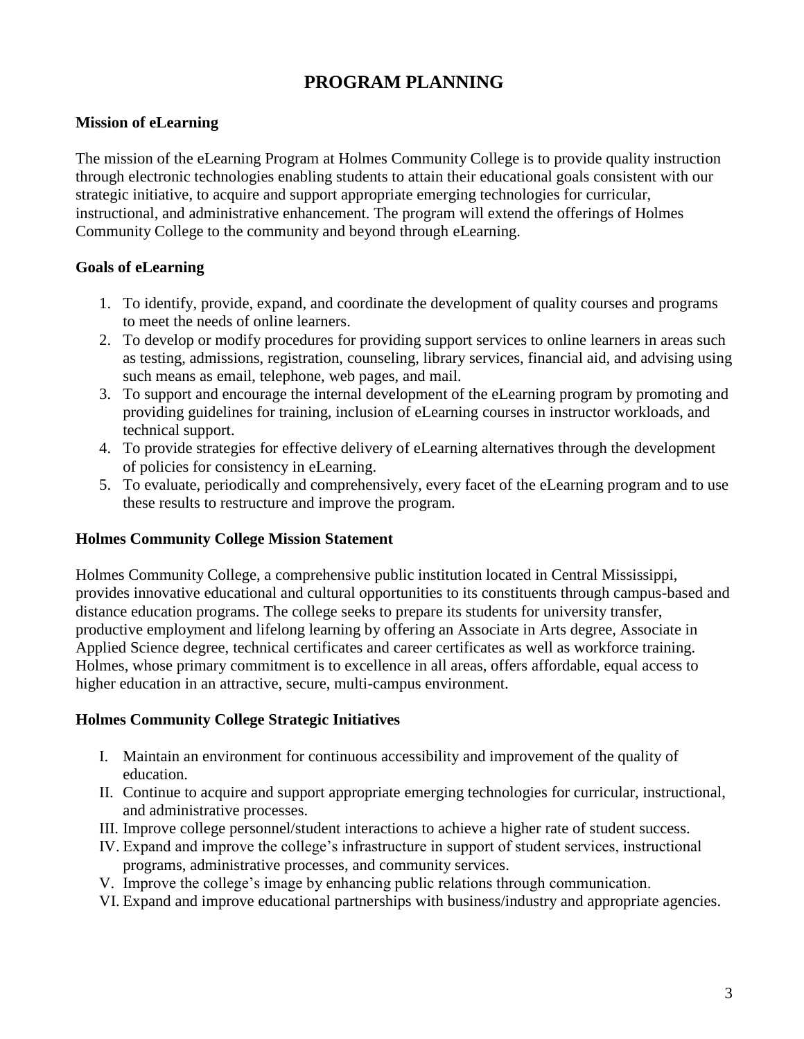# PROGRAM PLANNING

### Mission of eLearning

The mission of the eLearning Program at Holmes Community College is to provide quality instruction through electronic technologies enabling students to attain their educational goals consistent with our strategic initiative, to acquire and support appropriate emerging technologies for curricular, instructional, and administrative enhancement. The program will extend the offerings of Holmes Community College to the community and beyond through eLearning.

### Goals of eLearning

1. To identify, provide, expand, and coordinate the development of quality courses and programs to meet the needs of online learners.
2. To develop or modify procedures for providing support services to online learners in areas such as testing, admissions, registration, counseling, library services, financial aid, and advising using such means as email, telephone, web pages, and mail.
3. To support and encourage the internal development of the eLearning program by promoting and providing guidelines for training, inclusion of eLearning courses in instructor workloads, and technical support.
4. To provide strategies for effective delivery of eLearning alternatives through the development of policies for consistency in eLearning.
5. To evaluate, periodically and comprehensively, every facet of the eLearning program and to use these results to restructure and improve the program.

### Holmes Community College Mission Statement

Holmes Community College, a comprehensive public institution located in Central Mississippi, provides innovative educational and cultural opportunities to its constituents through campus-based and distance education programs. The college seeks to prepare its students for university transfer, productive employment and lifelong learning by offering an Associate in Arts degree, Associate in Applied Science degree, technical certificates and career certificates as well as workforce training. Holmes, whose primary commitment is to excellence in all areas, offers affordable, equal access to higher education in an attractive, secure, multi-campus environment.

### Holmes Community College Strategic Initiatives

I. Maintain an environment for continuous accessibility and improvement of the quality of education.

II. Continue to acquire and support appropriate emerging technologies for curricular, instructional, and administrative processes.

III. Improve college personnel/student interactions to achieve a higher rate of student success.

IV. Expand and improve the college's infrastructure in support of student services, instructional programs, administrative processes, and community services.

V. Improve the college's image by enhancing public relations through communication.

VI. Expand and improve educational partnerships with business/industry and appropriate agencies.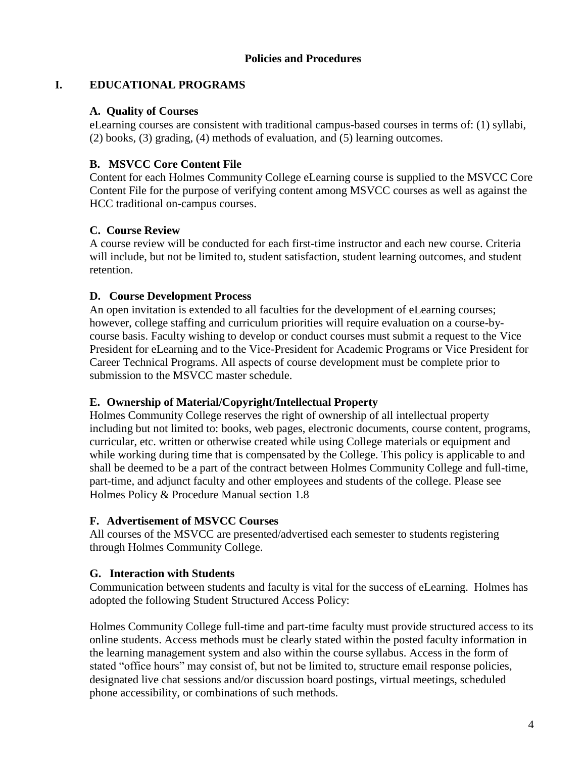**Policies and Procedures**

# I. EDUCATIONAL PROGRAMS

## A. Quality of Courses

eLearning courses are consistent with traditional campus-based courses in terms of: (1) syllabi, (2) books, (3) grading, (4) methods of evaluation, and (5) learning outcomes.

## B. MSVCC Core Content File

Content for each Holmes Community College eLearning course is supplied to the MSVCC Core Content File for the purpose of verifying content among MSVCC courses as well as against the HCC traditional on-campus courses.

## C. Course Review

A course review will be conducted for each first-time instructor and each new course. Criteria will include, but not be limited to, student satisfaction, student learning outcomes, and student retention.

## D. Course Development Process

An open invitation is extended to all faculties for the development of eLearning courses; however, college staffing and curriculum priorities will require evaluation on a course-by-course basis. Faculty wishing to develop or conduct courses must submit a request to the Vice President for eLearning and to the Vice-President for Academic Programs or Vice President for Career Technical Programs. All aspects of course development must be complete prior to submission to the MSVCC master schedule.

## E. Ownership of Material/Copyright/Intellectual Property

Holmes Community College reserves the right of ownership of all intellectual property including but not limited to: books, web pages, electronic documents, course content, programs, curricular, etc. written or otherwise created while using College materials or equipment and while working during time that is compensated by the College. This policy is applicable to and shall be deemed to be a part of the contract between Holmes Community College and full-time, part-time, and adjunct faculty and other employees and students of the college. Please see Holmes Policy & Procedure Manual section 1.8

## F. Advertisement of MSVCC Courses

All courses of the MSVCC are presented/advertised each semester to students registering through Holmes Community College.

## G. Interaction with Students

Communication between students and faculty is vital for the success of eLearning. Holmes has adopted the following Student Structured Access Policy:

Holmes Community College full-time and part-time faculty must provide structured access to its online students. Access methods must be clearly stated within the posted faculty information in the learning management system and also within the course syllabus. Access in the form of stated "office hours" may consist of, but not be limited to, structure email response policies, designated live chat sessions and/or discussion board postings, virtual meetings, scheduled phone accessibility, or combinations of such methods.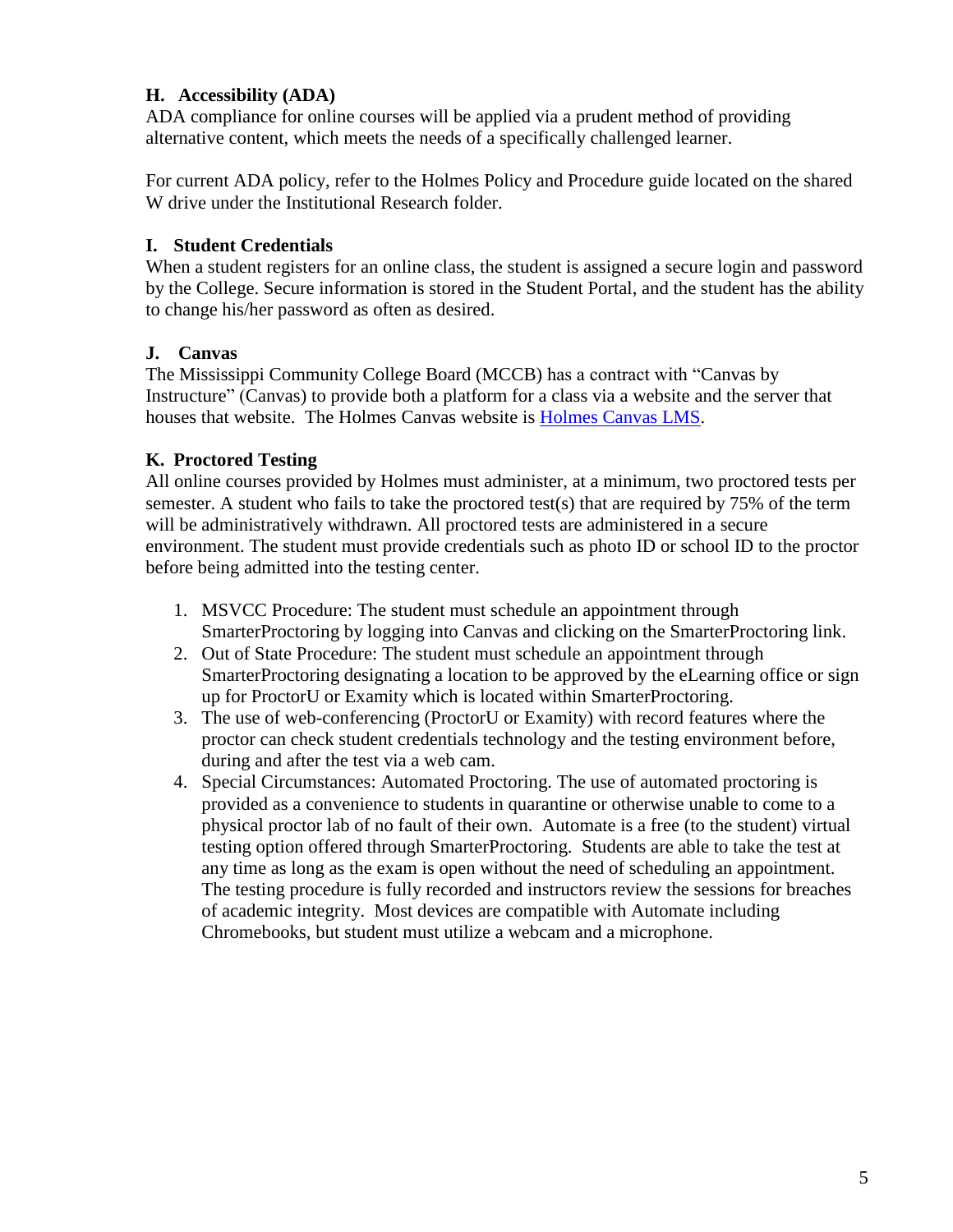### H. Accessibility (ADA)

ADA compliance for online courses will be applied via a prudent method of providing alternative content, which meets the needs of a specifically challenged learner.

For current ADA policy, refer to the Holmes Policy and Procedure guide located on the shared W drive under the Institutional Research folder.

### I. Student Credentials

When a student registers for an online class, the student is assigned a secure login and password by the College. Secure information is stored in the Student Portal, and the student has the ability to change his/her password as often as desired.

### J. Canvas

The Mississippi Community College Board (MCCB) has a contract with "Canvas by Instructure" (Canvas) to provide both a platform for a class via a website and the server that houses that website. The Holmes Canvas website is [Holmes Canvas LMS](#).

### K. Proctored Testing

All online courses provided by Holmes must administer, at a minimum, two proctored tests per semester. A student who fails to take the proctored test(s) that are required by 75% of the term will be administratively withdrawn. All proctored tests are administered in a secure environment. The student must provide credentials such as photo ID or school ID to the proctor before being admitted into the testing center.

1. MSVCC Procedure: The student must schedule an appointment through SmarterProctoring by logging into Canvas and clicking on the SmarterProctoring link.
2. Out of State Procedure: The student must schedule an appointment through SmarterProctoring designating a location to be approved by the eLearning office or sign up for ProctorU or Examity which is located within SmarterProctoring.
3. The use of web-conferencing (ProctorU or Examity) with record features where the proctor can check student credentials technology and the testing environment before, during and after the test via a web cam.
4. Special Circumstances: Automated Proctoring. The use of automated proctoring is provided as a convenience to students in quarantine or otherwise unable to come to a physical proctor lab of no fault of their own. Automate is a free (to the student) virtual testing option offered through SmarterProctoring. Students are able to take the test at any time as long as the exam is open without the need of scheduling an appointment. The testing procedure is fully recorded and instructors review the sessions for breaches of academic integrity. Most devices are compatible with Automate including Chromebooks, but student must utilize a webcam and a microphone.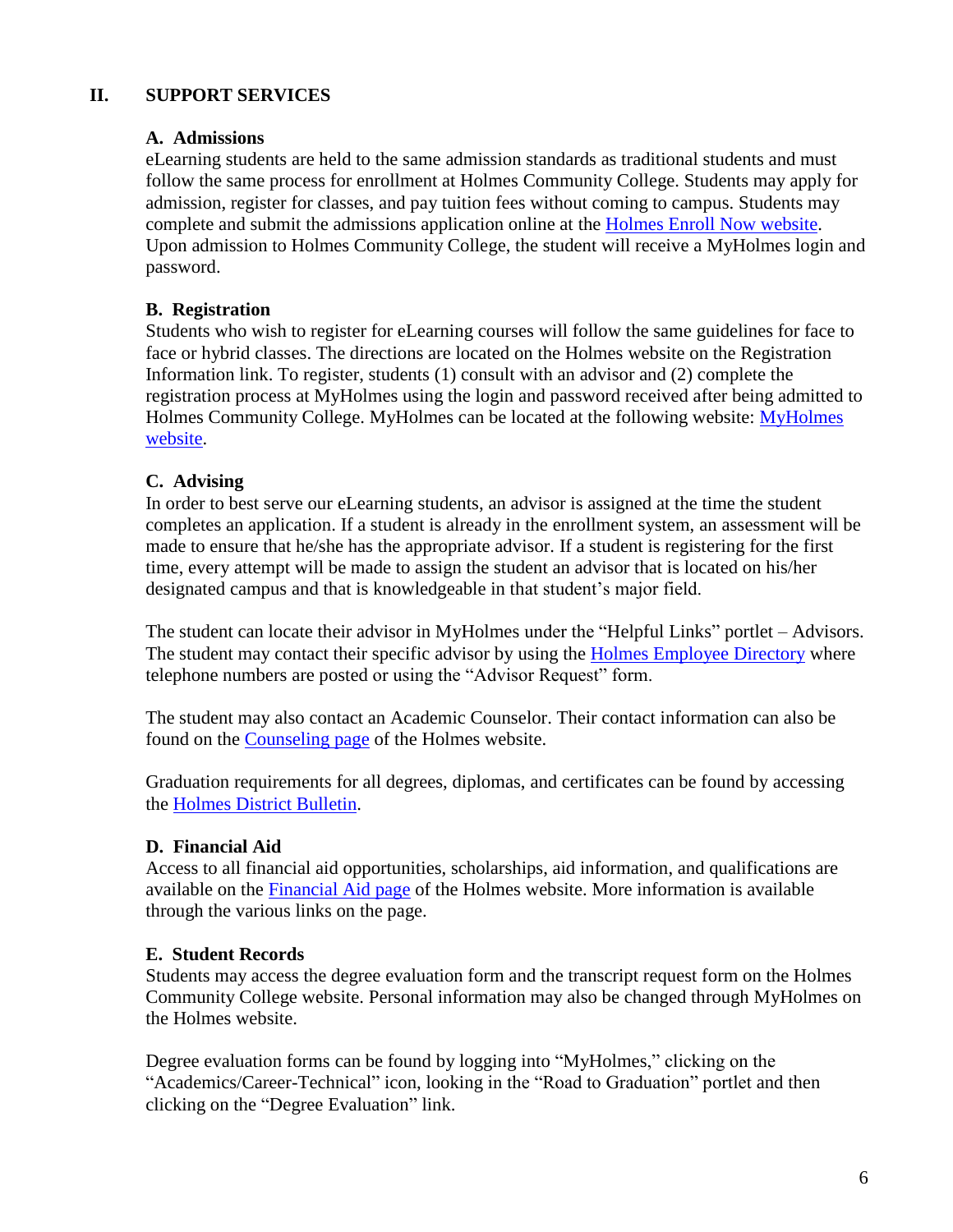## II. SUPPORT SERVICES

### A. Admissions

eLearning students are held to the same admission standards as traditional students and must follow the same process for enrollment at Holmes Community College. Students may apply for admission, register for classes, and pay tuition fees without coming to campus. Students may complete and submit the admissions application online at the Holmes Enroll Now website. Upon admission to Holmes Community College, the student will receive a MyHolmes login and password.

### B. Registration

Students who wish to register for eLearning courses will follow the same guidelines for face to face or hybrid classes. The directions are located on the Holmes website on the Registration Information link. To register, students (1) consult with an advisor and (2) complete the registration process at MyHolmes using the login and password received after being admitted to Holmes Community College. MyHolmes can be located at the following website: MyHolmes website.

### C. Advising

In order to best serve our eLearning students, an advisor is assigned at the time the student completes an application. If a student is already in the enrollment system, an assessment will be made to ensure that he/she has the appropriate advisor. If a student is registering for the first time, every attempt will be made to assign the student an advisor that is located on his/her designated campus and that is knowledgeable in that student's major field.

The student can locate their advisor in MyHolmes under the "Helpful Links" portlet – Advisors. The student may contact their specific advisor by using the Holmes Employee Directory where telephone numbers are posted or using the "Advisor Request" form.

The student may also contact an Academic Counselor. Their contact information can also be found on the Counseling page of the Holmes website.

Graduation requirements for all degrees, diplomas, and certificates can be found by accessing the Holmes District Bulletin.

### D. Financial Aid

Access to all financial aid opportunities, scholarships, aid information, and qualifications are available on the Financial Aid page of the Holmes website. More information is available through the various links on the page.

### E. Student Records

Students may access the degree evaluation form and the transcript request form on the Holmes Community College website. Personal information may also be changed through MyHolmes on the Holmes website.

Degree evaluation forms can be found by logging into "MyHolmes," clicking on the "Academics/Career-Technical" icon, looking in the "Road to Graduation" portlet and then clicking on the "Degree Evaluation" link.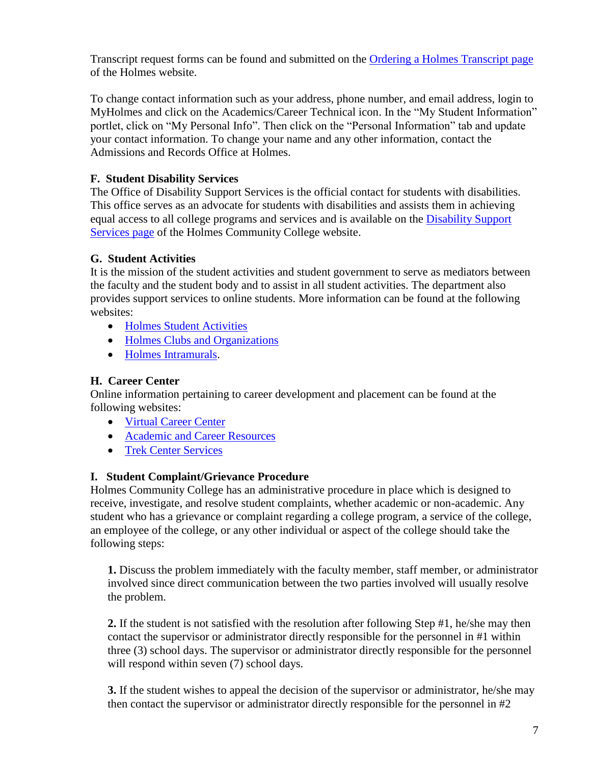Transcript request forms can be found and submitted on the Ordering a Holmes Transcript page of the Holmes website.

To change contact information such as your address, phone number, and email address, login to MyHolmes and click on the Academics/Career Technical icon. In the "My Student Information" portlet, click on "My Personal Info". Then click on the "Personal Information" tab and update your contact information. To change your name and any other information, contact the Admissions and Records Office at Holmes.

### F. Student Disability Services

The Office of Disability Support Services is the official contact for students with disabilities. This office serves as an advocate for students with disabilities and assists them in achieving equal access to all college programs and services and is available on the Disability Support Services page of the Holmes Community College website.

### G. Student Activities

It is the mission of the student activities and student government to serve as mediators between the faculty and the student body and to assist in all student activities. The department also provides support services to online students. More information can be found at the following websites:

- Holmes Student Activities
- Holmes Clubs and Organizations
- Holmes Intramurals.

### H. Career Center

Online information pertaining to career development and placement can be found at the following websites:

- Virtual Career Center
- Academic and Career Resources
- Trek Center Services

### I. Student Complaint/Grievance Procedure

Holmes Community College has an administrative procedure in place which is designed to receive, investigate, and resolve student complaints, whether academic or non-academic. Any student who has a grievance or complaint regarding a college program, a service of the college, an employee of the college, or any other individual or aspect of the college should take the following steps:

**1.** Discuss the problem immediately with the faculty member, staff member, or administrator involved since direct communication between the two parties involved will usually resolve the problem.

**2.** If the student is not satisfied with the resolution after following Step #1, he/she may then contact the supervisor or administrator directly responsible for the personnel in #1 within three (3) school days. The supervisor or administrator directly responsible for the personnel will respond within seven (7) school days.

**3.** If the student wishes to appeal the decision of the supervisor or administrator, he/she may then contact the supervisor or administrator directly responsible for the personnel in #2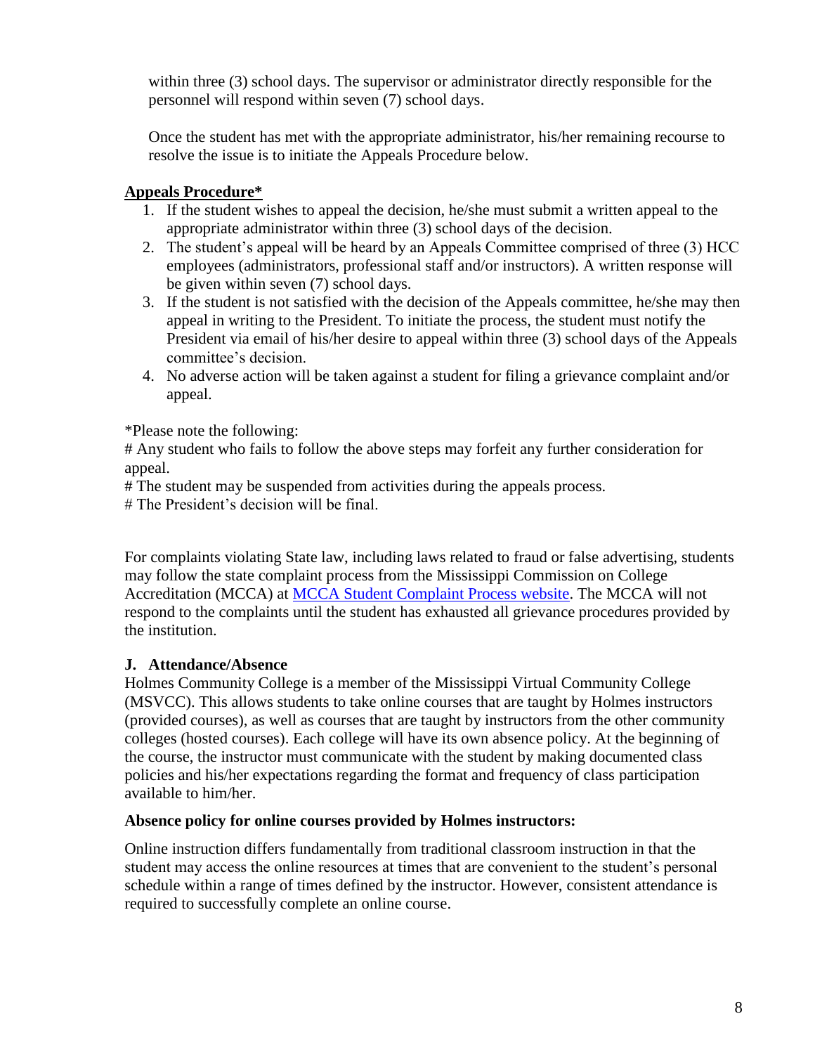within three (3) school days. The supervisor or administrator directly responsible for the personnel will respond within seven (7) school days.

Once the student has met with the appropriate administrator, his/her remaining recourse to resolve the issue is to initiate the Appeals Procedure below.

**Appeals Procedure***

1. If the student wishes to appeal the decision, he/she must submit a written appeal to the appropriate administrator within three (3) school days of the decision.
2. The student's appeal will be heard by an Appeals Committee comprised of three (3) HCC employees (administrators, professional staff and/or instructors). A written response will be given within seven (7) school days.
3. If the student is not satisfied with the decision of the Appeals committee, he/she may then appeal in writing to the President. To initiate the process, the student must notify the President via email of his/her desire to appeal within three (3) school days of the Appeals committee's decision.
4. No adverse action will be taken against a student for filing a grievance complaint and/or appeal.

*Please note the following:

# Any student who fails to follow the above steps may forfeit any further consideration for appeal.

# The student may be suspended from activities during the appeals process.

# The President's decision will be final.

For complaints violating State law, including laws related to fraud or false advertising, students may follow the state complaint process from the Mississippi Commission on College Accreditation (MCCA) at MCCA Student Complaint Process website. The MCCA will not respond to the complaints until the student has exhausted all grievance procedures provided by the institution.

### J. Attendance/Absence

Holmes Community College is a member of the Mississippi Virtual Community College (MSVCC). This allows students to take online courses that are taught by Holmes instructors (provided courses), as well as courses that are taught by instructors from the other community colleges (hosted courses). Each college will have its own absence policy. At the beginning of the course, the instructor must communicate with the student by making documented class policies and his/her expectations regarding the format and frequency of class participation available to him/her.

**Absence policy for online courses provided by Holmes instructors:**

Online instruction differs fundamentally from traditional classroom instruction in that the student may access the online resources at times that are convenient to the student's personal schedule within a range of times defined by the instructor. However, consistent attendance is required to successfully complete an online course.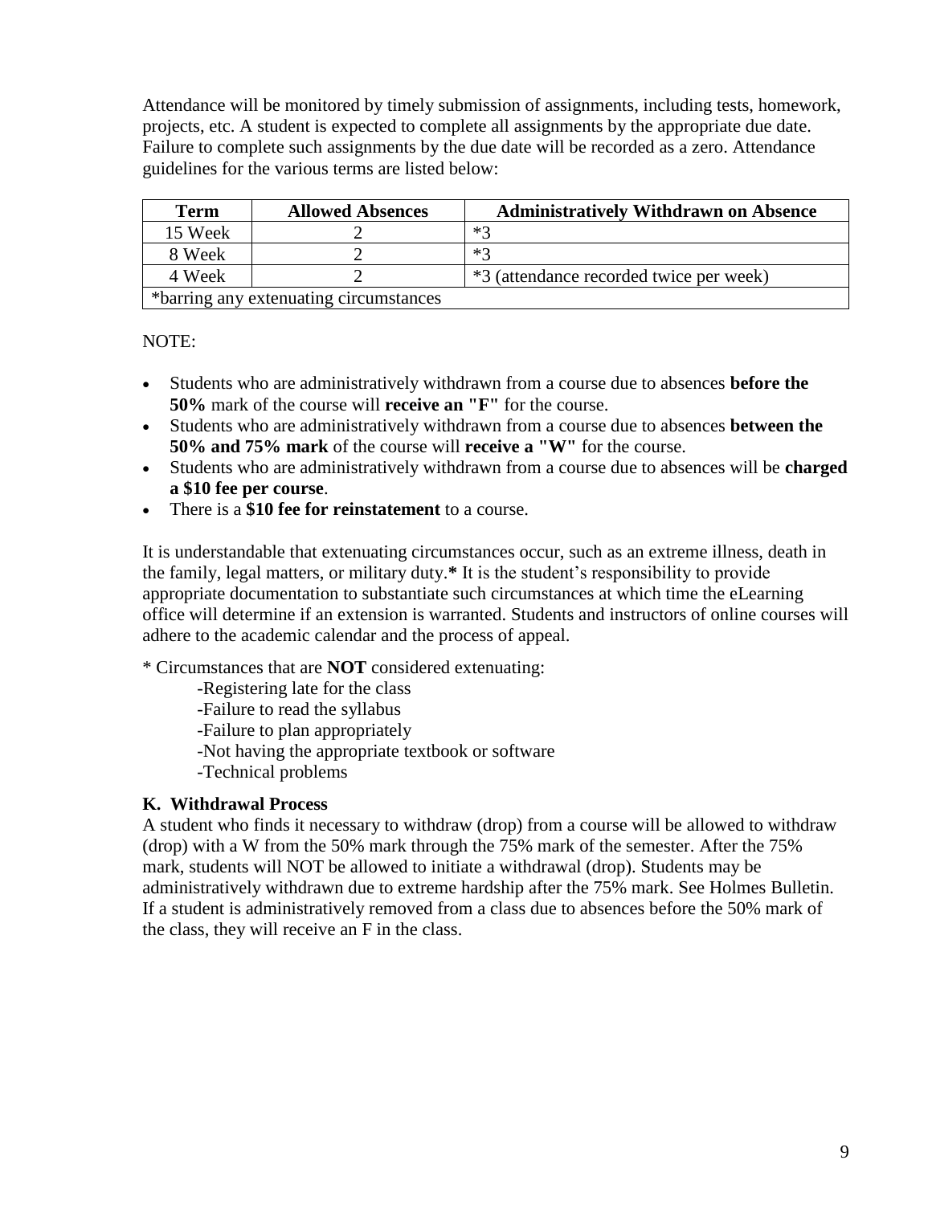Attendance will be monitored by timely submission of assignments, including tests, homework, projects, etc. A student is expected to complete all assignments by the appropriate due date. Failure to complete such assignments by the due date will be recorded as a zero. Attendance guidelines for the various terms are listed below:

| Term | Allowed Absences | Administratively Withdrawn on Absence |
|---|---|---|
| 15 Week | 2 | *3 |
| 8 Week | 2 | *3 |
| 4 Week | 2 | *3 (attendance recorded twice per week) |
| *barring any extenuating circumstances | | |

NOTE:

- Students who are administratively withdrawn from a course due to absences **before the 50%** mark of the course will **receive an "F"** for the course.
- Students who are administratively withdrawn from a course due to absences **between the 50% and 75% mark** of the course will **receive a "W"** for the course.
- Students who are administratively withdrawn from a course due to absences will be **charged a $10 fee per course**.
- There is a **$10 fee for reinstatement** to a course.

It is understandable that extenuating circumstances occur, such as an extreme illness, death in the family, legal matters, or military duty.* It is the student's responsibility to provide appropriate documentation to substantiate such circumstances at which time the eLearning office will determine if an extension is warranted. Students and instructors of online courses will adhere to the academic calendar and the process of appeal.

\* Circumstances that are **NOT** considered extenuating:

-Registering late for the class
-Failure to read the syllabus
-Failure to plan appropriately
-Not having the appropriate textbook or software
-Technical problems

### K. Withdrawal Process

A student who finds it necessary to withdraw (drop) from a course will be allowed to withdraw (drop) with a W from the 50% mark through the 75% mark of the semester. After the 75% mark, students will NOT be allowed to initiate a withdrawal (drop). Students may be administratively withdrawn due to extreme hardship after the 75% mark. See Holmes Bulletin. If a student is administratively removed from a class due to absences before the 50% mark of the class, they will receive an F in the class.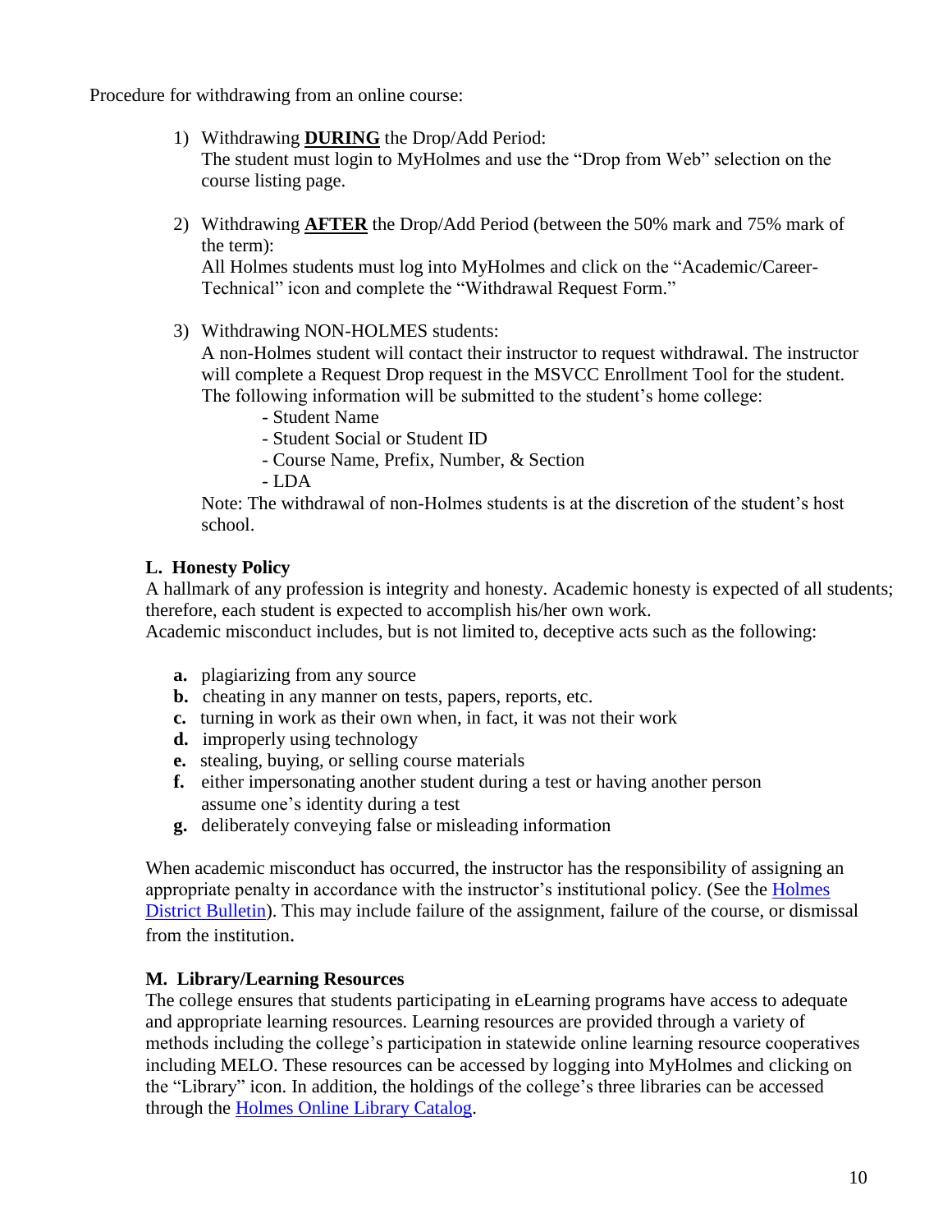Procedure for withdrawing from an online course:

1) Withdrawing **DURING** the Drop/Add Period:
   The student must login to MyHolmes and use the "Drop from Web" selection on the course listing page.

2) Withdrawing **AFTER** the Drop/Add Period (between the 50% mark and 75% mark of the term):
   All Holmes students must log into MyHolmes and click on the "Academic/Career-Technical" icon and complete the "Withdrawal Request Form."

3) Withdrawing NON-HOLMES students:
   A non-Holmes student will contact their instructor to request withdrawal. The instructor will complete a Request Drop request in the MSVCC Enrollment Tool for the student. The following information will be submitted to the student's home college:
   - Student Name
   - Student Social or Student ID
   - Course Name, Prefix, Number, & Section
   - LDA

   Note: The withdrawal of non-Holmes students is at the discretion of the student's host school.

### L. Honesty Policy

A hallmark of any profession is integrity and honesty. Academic honesty is expected of all students; therefore, each student is expected to accomplish his/her own work.
Academic misconduct includes, but is not limited to, deceptive acts such as the following:

**a.** plagiarizing from any source
**b.** cheating in any manner on tests, papers, reports, etc.
**c.** turning in work as their own when, in fact, it was not their work
**d.** improperly using technology
**e.** stealing, buying, or selling course materials
**f.** either impersonating another student during a test or having another person assume one's identity during a test
**g.** deliberately conveying false or misleading information

When academic misconduct has occurred, the instructor has the responsibility of assigning an appropriate penalty in accordance with the instructor's institutional policy. (See the Holmes District Bulletin). This may include failure of the assignment, failure of the course, or dismissal from the institution.

### M. Library/Learning Resources

The college ensures that students participating in eLearning programs have access to adequate and appropriate learning resources. Learning resources are provided through a variety of methods including the college's participation in statewide online learning resource cooperatives including MELO. These resources can be accessed by logging into MyHolmes and clicking on the "Library" icon. In addition, the holdings of the college's three libraries can be accessed through the Holmes Online Library Catalog.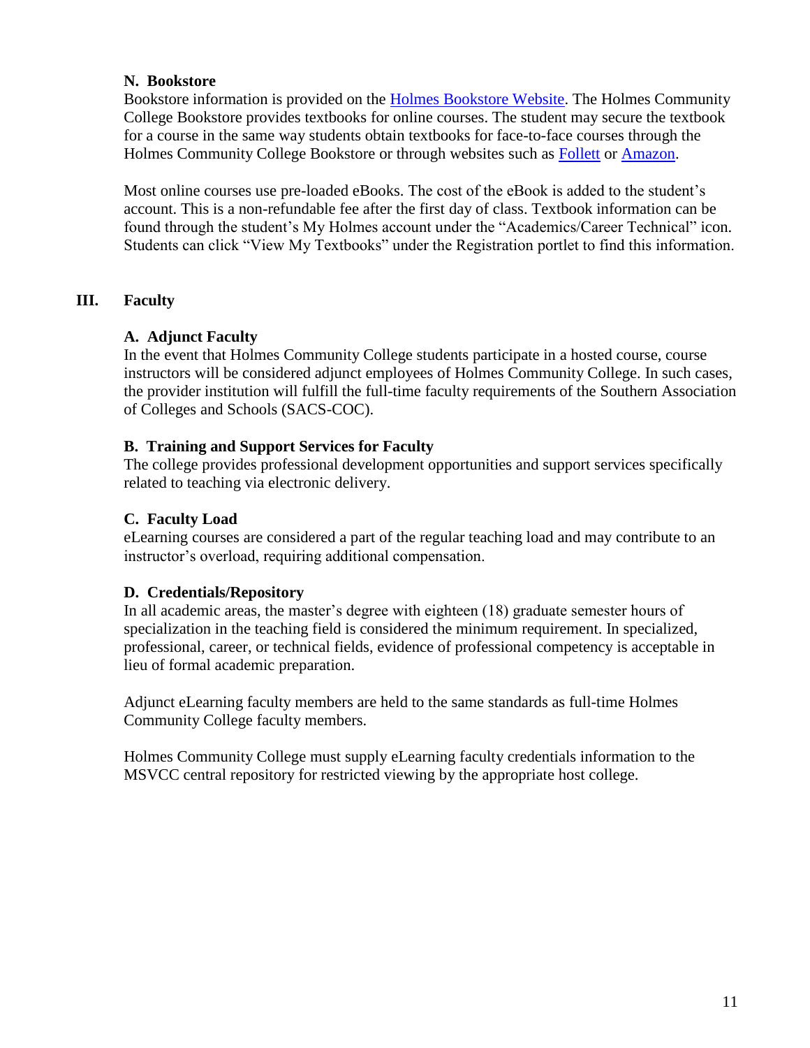### N. Bookstore

Bookstore information is provided on the [Holmes Bookstore Website](). The Holmes Community College Bookstore provides textbooks for online courses. The student may secure the textbook for a course in the same way students obtain textbooks for face-to-face courses through the Holmes Community College Bookstore or through websites such as [Follett]() or [Amazon]().

Most online courses use pre-loaded eBooks. The cost of the eBook is added to the student's account. This is a non-refundable fee after the first day of class. Textbook information can be found through the student's My Holmes account under the "Academics/Career Technical" icon. Students can click "View My Textbooks" under the Registration portlet to find this information.

## III. Faculty

### A. Adjunct Faculty

In the event that Holmes Community College students participate in a hosted course, course instructors will be considered adjunct employees of Holmes Community College. In such cases, the provider institution will fulfill the full-time faculty requirements of the Southern Association of Colleges and Schools (SACS-COC).

### B. Training and Support Services for Faculty

The college provides professional development opportunities and support services specifically related to teaching via electronic delivery.

### C. Faculty Load

eLearning courses are considered a part of the regular teaching load and may contribute to an instructor's overload, requiring additional compensation.

### D. Credentials/Repository

In all academic areas, the master's degree with eighteen (18) graduate semester hours of specialization in the teaching field is considered the minimum requirement. In specialized, professional, career, or technical fields, evidence of professional competency is acceptable in lieu of formal academic preparation.

Adjunct eLearning faculty members are held to the same standards as full-time Holmes Community College faculty members.

Holmes Community College must supply eLearning faculty credentials information to the MSVCC central repository for restricted viewing by the appropriate host college.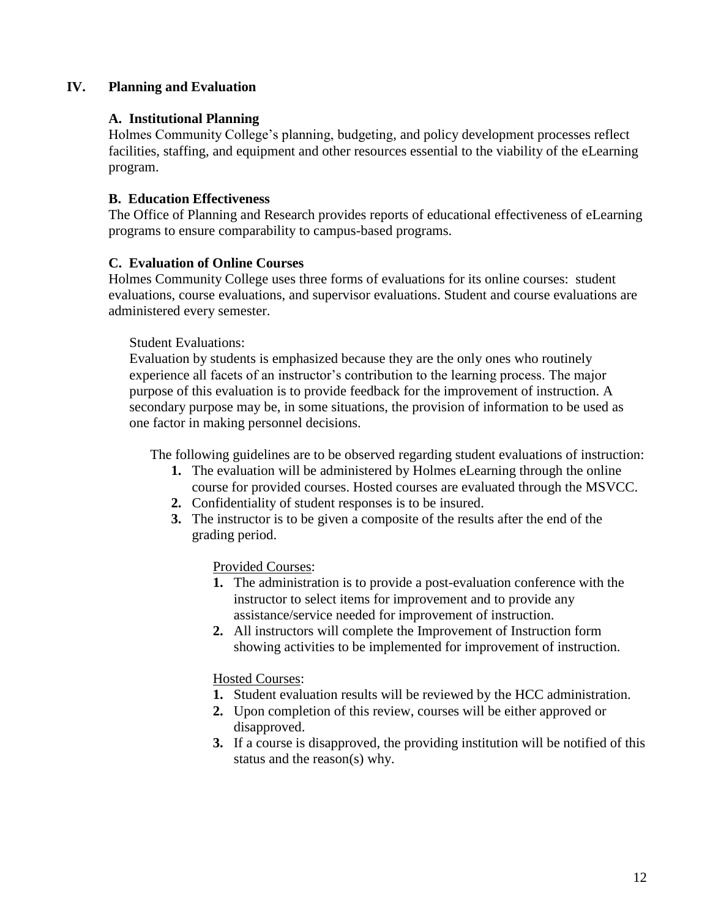## IV. Planning and Evaluation

### A. Institutional Planning

Holmes Community College's planning, budgeting, and policy development processes reflect facilities, staffing, and equipment and other resources essential to the viability of the eLearning program.

### B. Education Effectiveness

The Office of Planning and Research provides reports of educational effectiveness of eLearning programs to ensure comparability to campus-based programs.

### C. Evaluation of Online Courses

Holmes Community College uses three forms of evaluations for its online courses: student evaluations, course evaluations, and supervisor evaluations. Student and course evaluations are administered every semester.

Student Evaluations:

Evaluation by students is emphasized because they are the only ones who routinely experience all facets of an instructor's contribution to the learning process. The major purpose of this evaluation is to provide feedback for the improvement of instruction. A secondary purpose may be, in some situations, the provision of information to be used as one factor in making personnel decisions.

The following guidelines are to be observed regarding student evaluations of instruction:

1. The evaluation will be administered by Holmes eLearning through the online course for provided courses. Hosted courses are evaluated through the MSVCC.
2. Confidentiality of student responses is to be insured.
3. The instructor is to be given a composite of the results after the end of the grading period.

Provided Courses:

1. The administration is to provide a post-evaluation conference with the instructor to select items for improvement and to provide any assistance/service needed for improvement of instruction.
2. All instructors will complete the Improvement of Instruction form showing activities to be implemented for improvement of instruction.

Hosted Courses:

1. Student evaluation results will be reviewed by the HCC administration.
2. Upon completion of this review, courses will be either approved or disapproved.
3. If a course is disapproved, the providing institution will be notified of this status and the reason(s) why.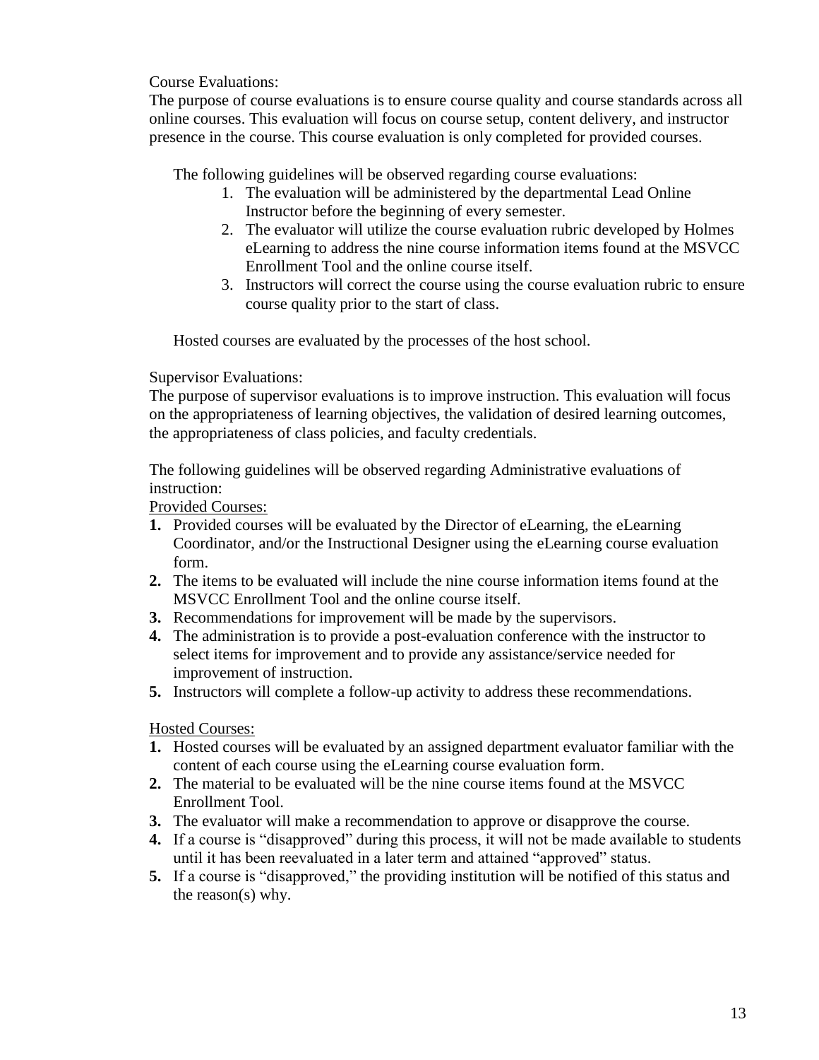Course Evaluations:

The purpose of course evaluations is to ensure course quality and course standards across all online courses. This evaluation will focus on course setup, content delivery, and instructor presence in the course. This course evaluation is only completed for provided courses.

The following guidelines will be observed regarding course evaluations:

1. The evaluation will be administered by the departmental Lead Online Instructor before the beginning of every semester.
2. The evaluator will utilize the course evaluation rubric developed by Holmes eLearning to address the nine course information items found at the MSVCC Enrollment Tool and the online course itself.
3. Instructors will correct the course using the course evaluation rubric to ensure course quality prior to the start of class.

Hosted courses are evaluated by the processes of the host school.

Supervisor Evaluations:

The purpose of supervisor evaluations is to improve instruction. This evaluation will focus on the appropriateness of learning objectives, the validation of desired learning outcomes, the appropriateness of class policies, and faculty credentials.

The following guidelines will be observed regarding Administrative evaluations of instruction:

<u>Provided Courses:</u>

1. Provided courses will be evaluated by the Director of eLearning, the eLearning Coordinator, and/or the Instructional Designer using the eLearning course evaluation form.
2. The items to be evaluated will include the nine course information items found at the MSVCC Enrollment Tool and the online course itself.
3. Recommendations for improvement will be made by the supervisors.
4. The administration is to provide a post-evaluation conference with the instructor to select items for improvement and to provide any assistance/service needed for improvement of instruction.
5. Instructors will complete a follow-up activity to address these recommendations.

<u>Hosted Courses:</u>

1. Hosted courses will be evaluated by an assigned department evaluator familiar with the content of each course using the eLearning course evaluation form.
2. The material to be evaluated will be the nine course items found at the MSVCC Enrollment Tool.
3. The evaluator will make a recommendation to approve or disapprove the course.
4. If a course is "disapproved" during this process, it will not be made available to students until it has been reevaluated in a later term and attained "approved" status.
5. If a course is "disapproved," the providing institution will be notified of this status and the reason(s) why.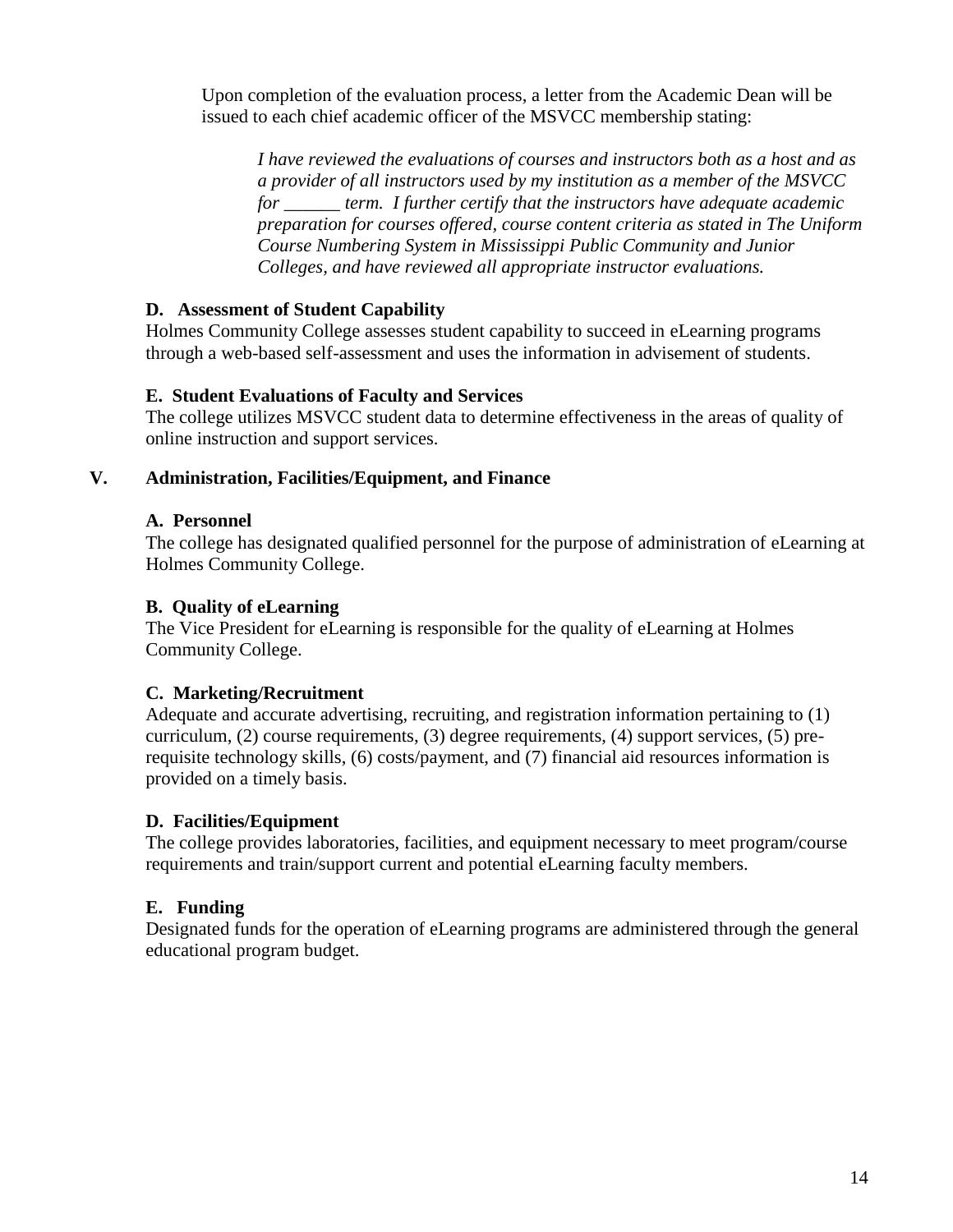Upon completion of the evaluation process, a letter from the Academic Dean will be issued to each chief academic officer of the MSVCC membership stating:

> *I have reviewed the evaluations of courses and instructors both as a host and as a provider of all instructors used by my institution as a member of the MSVCC for ______ term. I further certify that the instructors have adequate academic preparation for courses offered, course content criteria as stated in The Uniform Course Numbering System in Mississippi Public Community and Junior Colleges, and have reviewed all appropriate instructor evaluations.*

**D. Assessment of Student Capability**

Holmes Community College assesses student capability to succeed in eLearning programs through a web-based self-assessment and uses the information in advisement of students.

**E. Student Evaluations of Faculty and Services**

The college utilizes MSVCC student data to determine effectiveness in the areas of quality of online instruction and support services.

## V. Administration, Facilities/Equipment, and Finance

**A. Personnel**

The college has designated qualified personnel for the purpose of administration of eLearning at Holmes Community College.

**B. Quality of eLearning**

The Vice President for eLearning is responsible for the quality of eLearning at Holmes Community College.

**C. Marketing/Recruitment**

Adequate and accurate advertising, recruiting, and registration information pertaining to (1) curriculum, (2) course requirements, (3) degree requirements, (4) support services, (5) pre-requisite technology skills, (6) costs/payment, and (7) financial aid resources information is provided on a timely basis.

**D. Facilities/Equipment**

The college provides laboratories, facilities, and equipment necessary to meet program/course requirements and train/support current and potential eLearning faculty members.

**E. Funding**

Designated funds for the operation of eLearning programs are administered through the general educational program budget.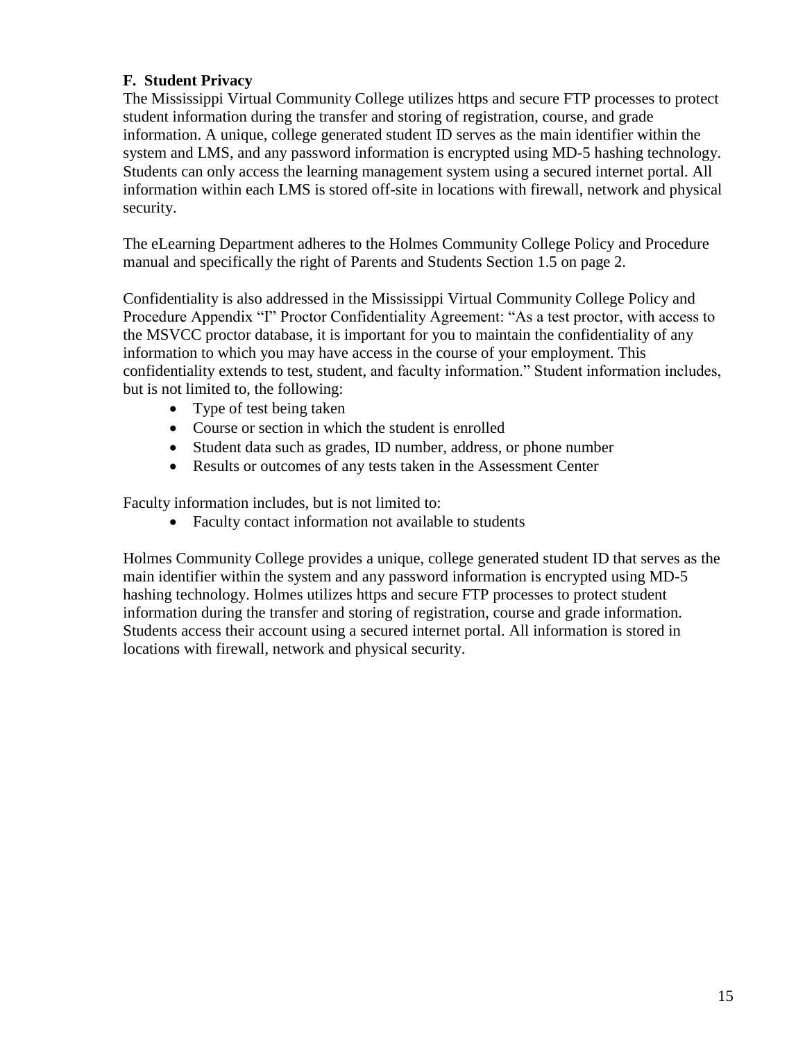### F. Student Privacy

The Mississippi Virtual Community College utilizes https and secure FTP processes to protect student information during the transfer and storing of registration, course, and grade information. A unique, college generated student ID serves as the main identifier within the system and LMS, and any password information is encrypted using MD-5 hashing technology. Students can only access the learning management system using a secured internet portal. All information within each LMS is stored off-site in locations with firewall, network and physical security.

The eLearning Department adheres to the Holmes Community College Policy and Procedure manual and specifically the right of Parents and Students Section 1.5 on page 2.

Confidentiality is also addressed in the Mississippi Virtual Community College Policy and Procedure Appendix "I" Proctor Confidentiality Agreement: "As a test proctor, with access to the MSVCC proctor database, it is important for you to maintain the confidentiality of any information to which you may have access in the course of your employment. This confidentiality extends to test, student, and faculty information." Student information includes, but is not limited to, the following:

- Type of test being taken
- Course or section in which the student is enrolled
- Student data such as grades, ID number, address, or phone number
- Results or outcomes of any tests taken in the Assessment Center

Faculty information includes, but is not limited to:

- Faculty contact information not available to students

Holmes Community College provides a unique, college generated student ID that serves as the main identifier within the system and any password information is encrypted using MD-5 hashing technology. Holmes utilizes https and secure FTP processes to protect student information during the transfer and storing of registration, course and grade information. Students access their account using a secured internet portal. All information is stored in locations with firewall, network and physical security.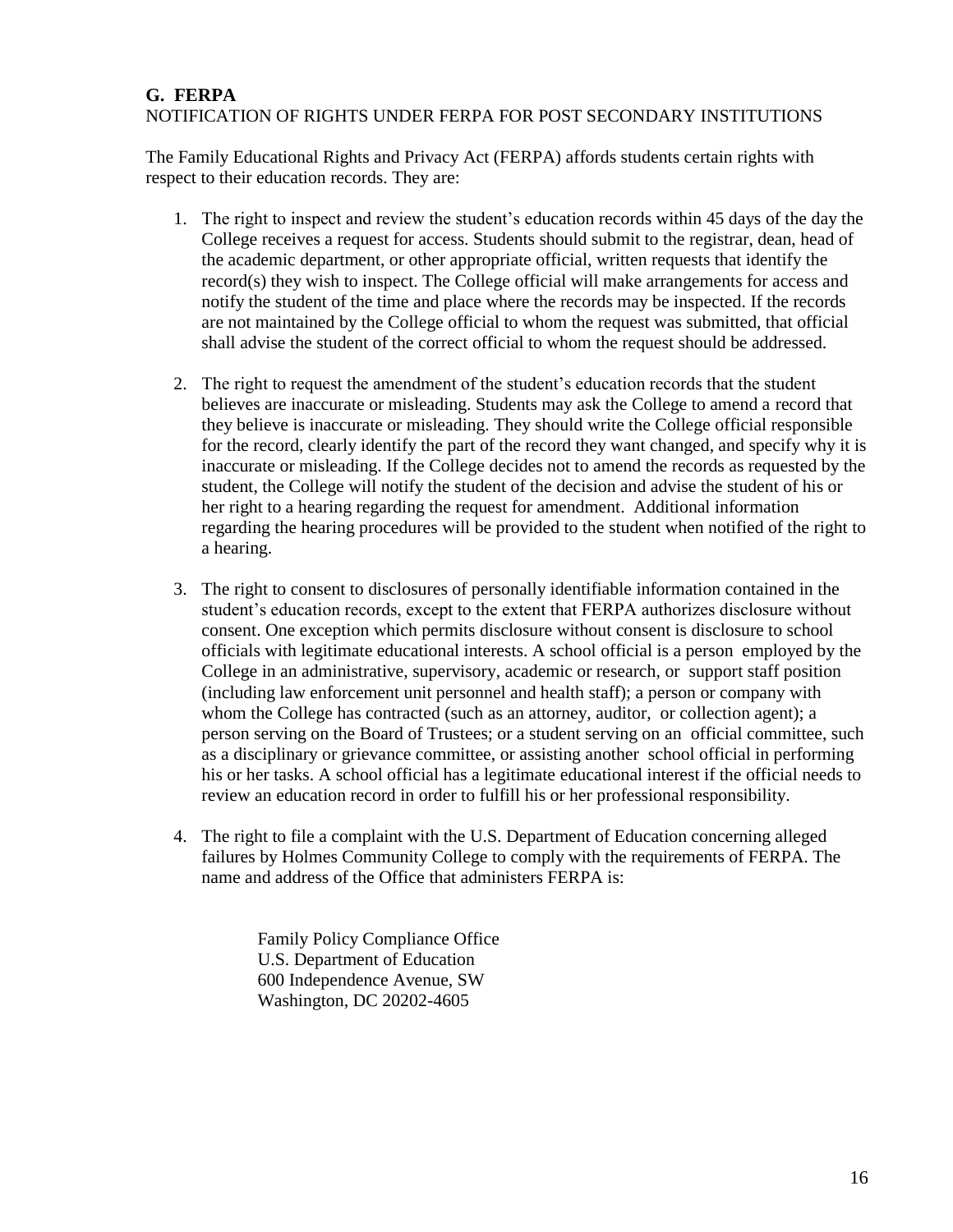## G. FERPA

NOTIFICATION OF RIGHTS UNDER FERPA FOR POST SECONDARY INSTITUTIONS

The Family Educational Rights and Privacy Act (FERPA) affords students certain rights with respect to their education records. They are:

1. The right to inspect and review the student's education records within 45 days of the day the College receives a request for access. Students should submit to the registrar, dean, head of the academic department, or other appropriate official, written requests that identify the record(s) they wish to inspect. The College official will make arrangements for access and notify the student of the time and place where the records may be inspected. If the records are not maintained by the College official to whom the request was submitted, that official shall advise the student of the correct official to whom the request should be addressed.

2. The right to request the amendment of the student's education records that the student believes are inaccurate or misleading. Students may ask the College to amend a record that they believe is inaccurate or misleading. They should write the College official responsible for the record, clearly identify the part of the record they want changed, and specify why it is inaccurate or misleading. If the College decides not to amend the records as requested by the student, the College will notify the student of the decision and advise the student of his or her right to a hearing regarding the request for amendment. Additional information regarding the hearing procedures will be provided to the student when notified of the right to a hearing.

3. The right to consent to disclosures of personally identifiable information contained in the student's education records, except to the extent that FERPA authorizes disclosure without consent. One exception which permits disclosure without consent is disclosure to school officials with legitimate educational interests. A school official is a person employed by the College in an administrative, supervisory, academic or research, or support staff position (including law enforcement unit personnel and health staff); a person or company with whom the College has contracted (such as an attorney, auditor, or collection agent); a person serving on the Board of Trustees; or a student serving on an official committee, such as a disciplinary or grievance committee, or assisting another school official in performing his or her tasks. A school official has a legitimate educational interest if the official needs to review an education record in order to fulfill his or her professional responsibility.

4. The right to file a complaint with the U.S. Department of Education concerning alleged failures by Holmes Community College to comply with the requirements of FERPA. The name and address of the Office that administers FERPA is:

   Family Policy Compliance Office
   U.S. Department of Education
   600 Independence Avenue, SW
   Washington, DC 20202-4605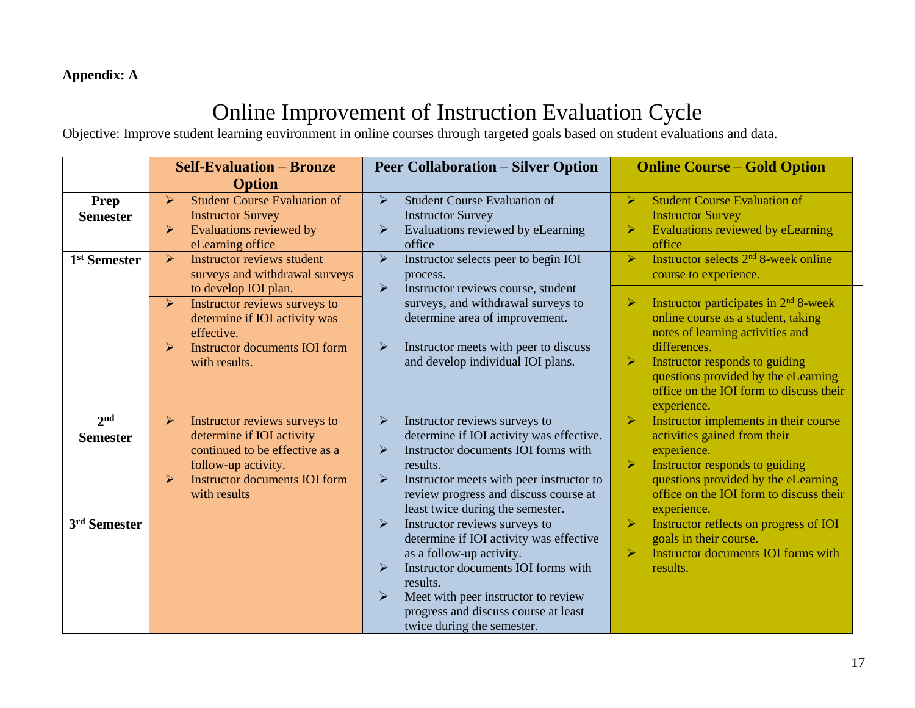**Appendix: A**

# Online Improvement of Instruction Evaluation Cycle

Objective: Improve student learning environment in online courses through targeted goals based on student evaluations and data.

| | Self-Evaluation – Bronze Option | Peer Collaboration – Silver Option | Online Course – Gold Option |
|---|---|---|---|
| **Prep Semester** | ➢ Student Course Evaluation of Instructor Survey<br>➢ Evaluations reviewed by eLearning office | ➢ Student Course Evaluation of Instructor Survey<br>➢ Evaluations reviewed by eLearning office | ➢ Student Course Evaluation of Instructor Survey<br>➢ Evaluations reviewed by eLearning office |
| **1st Semester** | ➢ Instructor reviews student surveys and withdrawal surveys to develop IOI plan.<br>➢ Instructor reviews surveys to determine if IOI activity was effective.<br>➢ Instructor documents IOI form with results. | ➢ Instructor selects peer to begin IOI process.<br>➢ Instructor reviews course, student surveys, and withdrawal surveys to determine area of improvement.<br>➢ Instructor meets with peer to discuss and develop individual IOI plans. | ➢ Instructor selects 2nd 8-week online course to experience.<br>➢ Instructor participates in 2nd 8-week online course as a student, taking notes of learning activities and differences.<br>➢ Instructor responds to guiding questions provided by the eLearning office on the IOI form to discuss their experience. |
| **2nd Semester** | ➢ Instructor reviews surveys to determine if IOI activity continued to be effective as a follow-up activity.<br>➢ Instructor documents IOI form with results | ➢ Instructor reviews surveys to determine if IOI activity was effective.<br>➢ Instructor documents IOI forms with results.<br>➢ Instructor meets with peer instructor to review progress and discuss course at least twice during the semester. | ➢ Instructor implements in their course activities gained from their experience.<br>➢ Instructor responds to guiding questions provided by the eLearning office on the IOI form to discuss their experience. |
| **3rd Semester** | | ➢ Instructor reviews surveys to determine if IOI activity was effective as a follow-up activity.<br>➢ Instructor documents IOI forms with results.<br>➢ Meet with peer instructor to review progress and discuss course at least twice during the semester. | ➢ Instructor reflects on progress of IOI goals in their course.<br>➢ Instructor documents IOI forms with results. |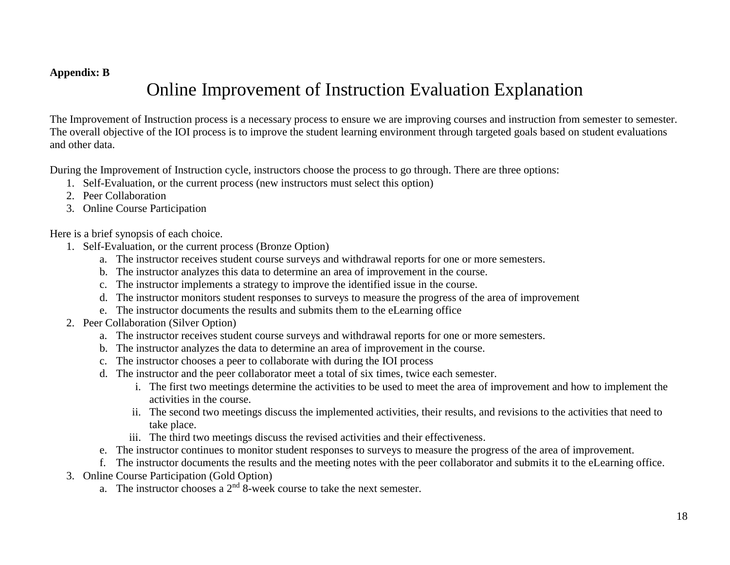**Appendix: B**

# Online Improvement of Instruction Evaluation Explanation

The Improvement of Instruction process is a necessary process to ensure we are improving courses and instruction from semester to semester. The overall objective of the IOI process is to improve the student learning environment through targeted goals based on student evaluations and other data.

During the Improvement of Instruction cycle, instructors choose the process to go through. There are three options:

1. Self-Evaluation, or the current process (new instructors must select this option)
2. Peer Collaboration
3. Online Course Participation

Here is a brief synopsis of each choice.

1. Self-Evaluation, or the current process (Bronze Option)
    a. The instructor receives student course surveys and withdrawal reports for one or more semesters.
    b. The instructor analyzes this data to determine an area of improvement in the course.
    c. The instructor implements a strategy to improve the identified issue in the course.
    d. The instructor monitors student responses to surveys to measure the progress of the area of improvement
    e. The instructor documents the results and submits them to the eLearning office
2. Peer Collaboration (Silver Option)
    a. The instructor receives student course surveys and withdrawal reports for one or more semesters.
    b. The instructor analyzes the data to determine an area of improvement in the course.
    c. The instructor chooses a peer to collaborate with during the IOI process
    d. The instructor and the peer collaborator meet a total of six times, twice each semester.
        i. The first two meetings determine the activities to be used to meet the area of improvement and how to implement the activities in the course.
        ii. The second two meetings discuss the implemented activities, their results, and revisions to the activities that need to take place.
        iii. The third two meetings discuss the revised activities and their effectiveness.
    e. The instructor continues to monitor student responses to surveys to measure the progress of the area of improvement.
    f. The instructor documents the results and the meeting notes with the peer collaborator and submits it to the eLearning office.
3. Online Course Participation (Gold Option)
    a. The instructor chooses a 2nd 8-week course to take the next semester.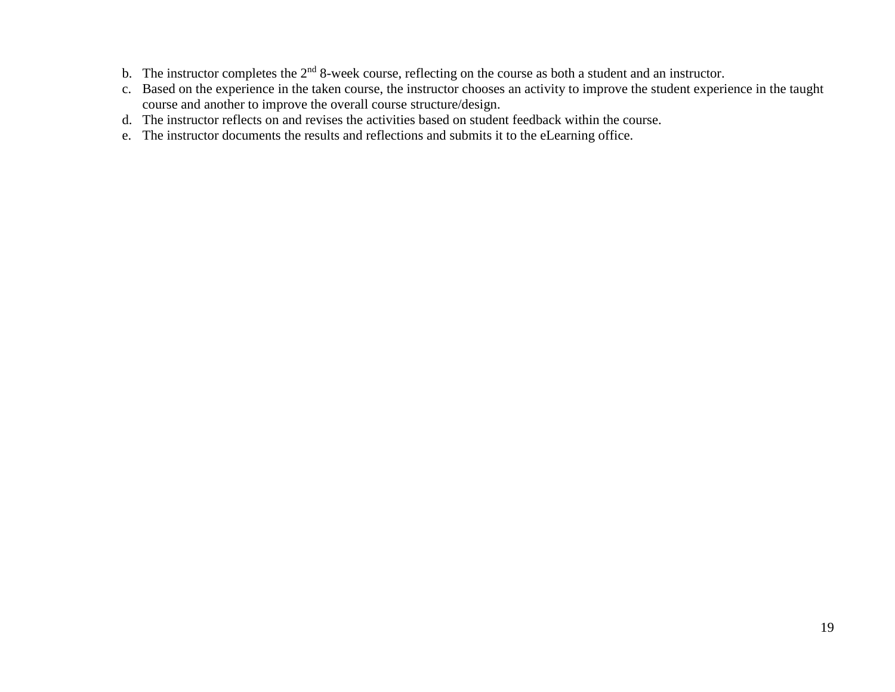b. The instructor completes the 2nd 8-week course, reflecting on the course as both a student and an instructor.
c. Based on the experience in the taken course, the instructor chooses an activity to improve the student experience in the taught course and another to improve the overall course structure/design.
d. The instructor reflects on and revises the activities based on student feedback within the course.
e. The instructor documents the results and reflections and submits it to the eLearning office.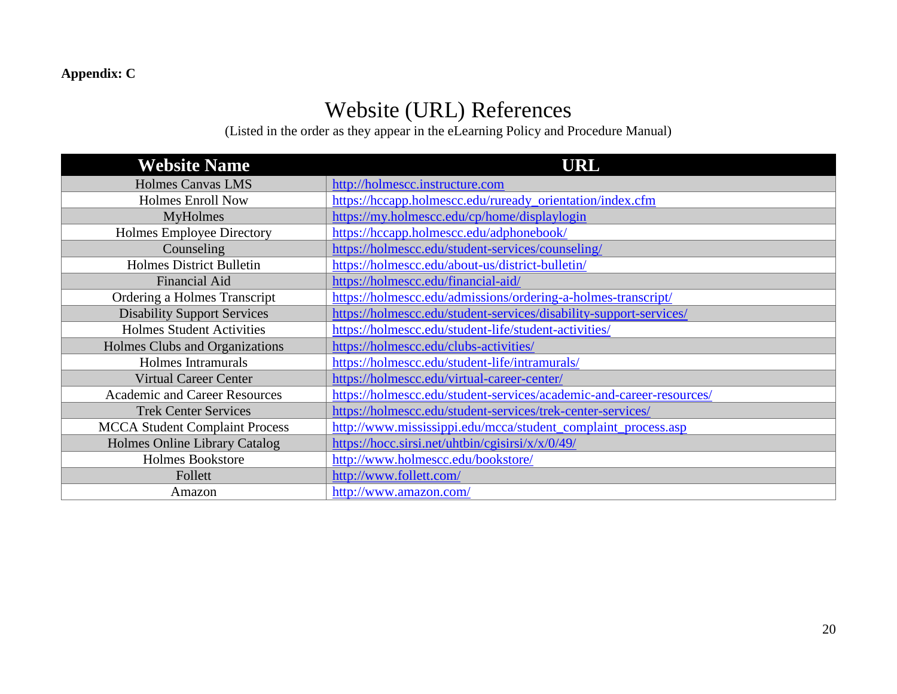**Appendix: C**

# Website (URL) References

(Listed in the order as they appear in the eLearning Policy and Procedure Manual)

| Website Name | URL |
|---|---|
| Holmes Canvas LMS | http://holmescc.instructure.com |
| Holmes Enroll Now | https://hccapp.holmescc.edu/ruready_orientation/index.cfm |
| MyHolmes | https://my.holmescc.edu/cp/home/displaylogin |
| Holmes Employee Directory | https://hccapp.holmescc.edu/adphonebook/ |
| Counseling | https://holmescc.edu/student-services/counseling/ |
| Holmes District Bulletin | https://holmescc.edu/about-us/district-bulletin/ |
| Financial Aid | https://holmescc.edu/financial-aid/ |
| Ordering a Holmes Transcript | https://holmescc.edu/admissions/ordering-a-holmes-transcript/ |
| Disability Support Services | https://holmescc.edu/student-services/disability-support-services/ |
| Holmes Student Activities | https://holmescc.edu/student-life/student-activities/ |
| Holmes Clubs and Organizations | https://holmescc.edu/clubs-activities/ |
| Holmes Intramurals | https://holmescc.edu/student-life/intramurals/ |
| Virtual Career Center | https://holmescc.edu/virtual-career-center/ |
| Academic and Career Resources | https://holmescc.edu/student-services/academic-and-career-resources/ |
| Trek Center Services | https://holmescc.edu/student-services/trek-center-services/ |
| MCCA Student Complaint Process | http://www.mississippi.edu/mcca/student_complaint_process.asp |
| Holmes Online Library Catalog | https://hocc.sirsi.net/uhtbin/cgisirsi/x/x/0/49/ |
| Holmes Bookstore | http://www.holmescc.edu/bookstore/ |
| Follett | http://www.follett.com/ |
| Amazon | http://www.amazon.com/ |